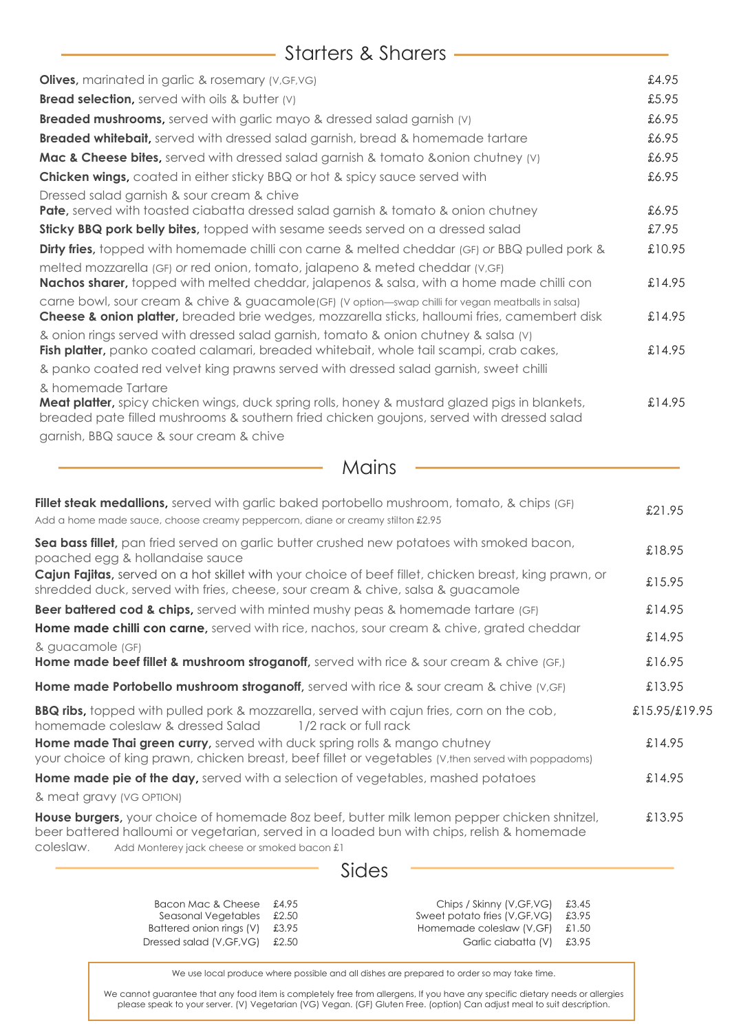## Starters & Sharers

**Olives,** marinated in garlic & rosemary (V,GF,VG) £4.95

**Bread selection,** served with oils & butter (V) £5.95

**Breaded mushrooms,** served with garlic mayo & dressed salad garnish (V) £6.95

**Breaded whitebait,** served with dressed salad garnish, bread & homemade tartare £6.95

**Mac & Cheese bites,** served with dressed salad garnish & tomato &onion chutney (V) £6.95

**Chicken wings,** coated in either sticky BBQ or hot & spicy sauce served with Dressed salad garnish & sour cream & chive £6.95

**Pate,** served with toasted ciabatta dressed salad garnish & tomato & onion chutney £6.95

**Sticky BBQ pork belly bites,** topped with sesame seeds served on a dressed salad £7.95

**Dirty fries,** topped with homemade chilli con carne & melted cheddar (GF) *or* BBQ pulled pork & melted mozzarella (GF) *or* red onion, tomato, jalapeno & meted cheddar (V,GF) £10.95

**Nachos sharer,** topped with melted cheddar, jalapenos & salsa, with a home made chilli con carne bowl, sour cream & chive & guacamole(GF) (V option—swap chilli for vegan meatballs in salsa) £14.95

**Cheese & onion platter,** breaded brie wedges, mozzarella sticks, halloumi fries, camembert disk & onion rings served with dressed salad garnish, tomato & onion chutney & salsa (V) £14.95

**Fish platter,** panko coated calamari, breaded whitebait, whole tail scampi, crab cakes, & panko coated red velvet king prawns served with dressed salad garnish, sweet chilli & homemade Tartare £14.95

**Meat platter,** spicy chicken wings, duck spring rolls, honey & mustard glazed pigs in blankets, breaded pate filled mushrooms & southern fried chicken goujons, served with dressed salad garnish, BBQ sauce & sour cream & chive £14.95

## Mains

**Fillet steak medallions,** served with garlic baked portobello mushroom, tomato, & chips (GF) £21.95
Add a home made sauce, choose creamy peppercorn, diane or creamy stilton £2.95

**Sea bass fillet,** pan fried served on garlic butter crushed new potatoes with smoked bacon, poached egg & hollandaise sauce £18.95

**Cajun Fajitas,** served on a hot skillet with your choice of beef fillet, chicken breast, king prawn, or shredded duck, served with fries, cheese, sour cream & chive, salsa & guacamole £15.95

**Beer battered cod & chips,** served with minted mushy peas & homemade tartare (GF) £14.95

**Home made chilli con carne,** served with rice, nachos, sour cream & chive, grated cheddar & guacamole (GF) £14.95

**Home made beef fillet & mushroom stroganoff,** served with rice & sour cream & chive (GF,) £16.95

**Home made Portobello mushroom stroganoff,** served with rice & sour cream & chive (V,GF) £13.95

**BBQ ribs,** topped with pulled pork & mozzarella, served with cajun fries, corn on the cob, homemade coleslaw & dressed Salad 1/2 rack or full rack £15.95/£19.95

**Home made Thai green curry,** served with duck spring rolls & mango chutney your choice of king prawn, chicken breast, beef fillet or vegetables (V,then served with poppadoms) £14.95

**Home made pie of the day,** served with a selection of vegetables, mashed potatoes & meat gravy (VG OPTION) £14.95

**House burgers,** your choice of homemade 8oz beef, butter milk lemon pepper chicken shnitzel, beer battered halloumi or vegetarian, served in a loaded bun with chips, relish & homemade coleslaw. Add Monterey jack cheese or smoked bacon £1 £13.95

## Sides

| | | | |
|---|---|---|---|
| Bacon Mac & Cheese | £4.95 | Chips / Skinny (V,GF,VG) | £3.45 |
| Seasonal Vegetables | £2.50 | Sweet potato fries (V,GF,VG) | £3.95 |
| Battered onion rings (V) | £3.95 | Homemade coleslaw (V,GF) | £1.50 |
| Dressed salad (V,GF,VG) | £2.50 | Garlic ciabatta (V) | £3.95 |

We use local produce where possible and all dishes are prepared to order so may take time.

We cannot guarantee that any food item is completely free from allergens, If you have any specific dietary needs or allergies please speak to your server. (V) Vegetarian (VG) Vegan. (GF) Gluten Free. (option) Can adjust meal to suit description.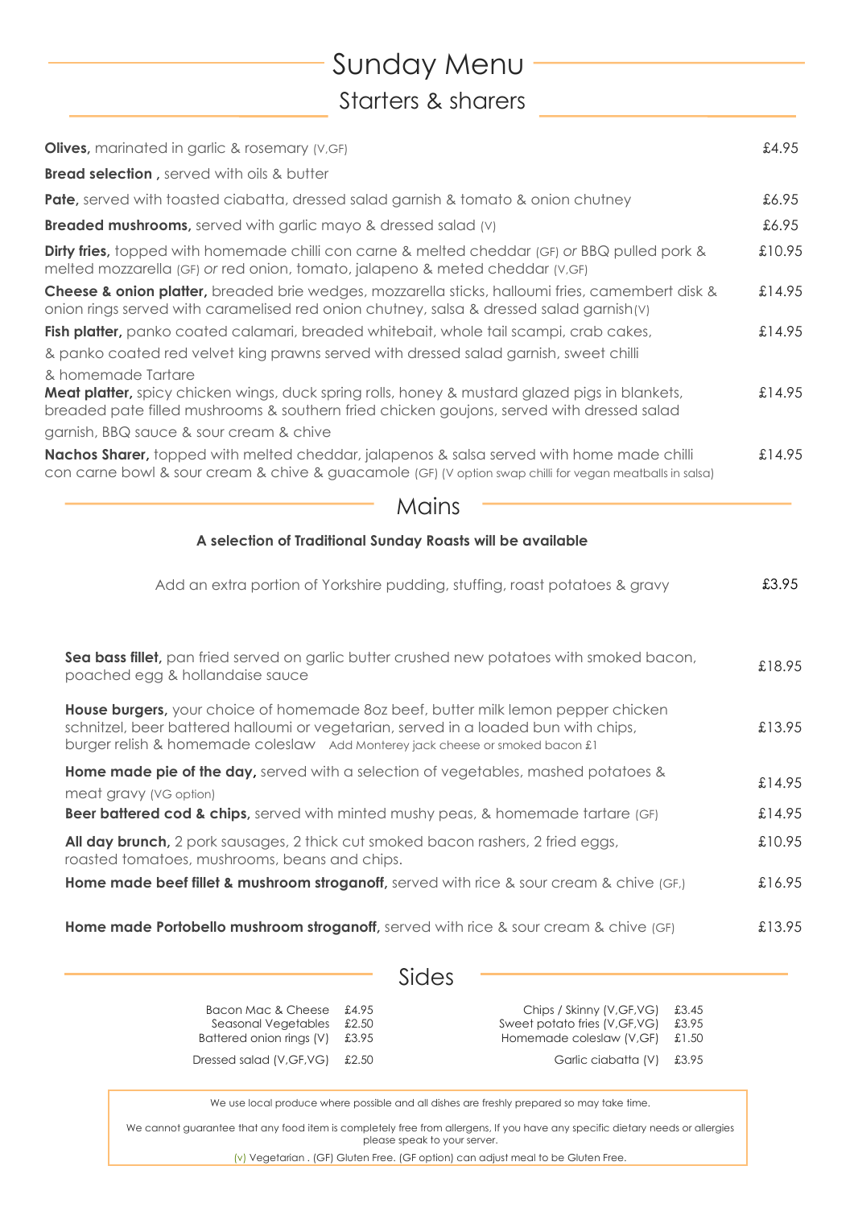# Sunday Menu

## Starters & sharers

**Olives,** marinated in garlic & rosemary (V,GF) £4.95

**Bread selection ,** served with oils & butter

**Pate,** served with toasted ciabatta, dressed salad garnish & tomato & onion chutney £6.95

**Breaded mushrooms,** served with garlic mayo & dressed salad (V) £6.95

**Dirty fries,** topped with homemade chilli con carne & melted cheddar (GF) *or* BBQ pulled pork & melted mozzarella (GF) *or* red onion, tomato, jalapeno & meted cheddar (V,GF) £10.95

**Cheese & onion platter,** breaded brie wedges, mozzarella sticks, halloumi fries, camembert disk & onion rings served with caramelised red onion chutney, salsa & dressed salad garnish(V) £14.95

**Fish platter,** panko coated calamari, breaded whitebait, whole tail scampi, crab cakes, & panko coated red velvet king prawns served with dressed salad garnish, sweet chilli & homemade Tartare £14.95

**Meat platter,** spicy chicken wings, duck spring rolls, honey & mustard glazed pigs in blankets, breaded pate filled mushrooms & southern fried chicken goujons, served with dressed salad garnish, BBQ sauce & sour cream & chive £14.95

**Nachos Sharer,** topped with melted cheddar, jalapenos & salsa served with home made chilli con carne bowl & sour cream & chive & guacamole (GF) (V option swap chilli for vegan meatballs in salsa) £14.95

## Mains

**A selection of Traditional Sunday Roasts will be available**

Add an extra portion of Yorkshire pudding, stuffing, roast potatoes & gravy £3.95

**Sea bass fillet,** pan fried served on garlic butter crushed new potatoes with smoked bacon, poached egg & hollandaise sauce £18.95

**House burgers,** your choice of homemade 8oz beef, butter milk lemon pepper chicken schnitzel, beer battered halloumi or vegetarian, served in a loaded bun with chips, burger relish & homemade coleslaw Add Monterey jack cheese or smoked bacon £1 £13.95

**Home made pie of the day,** served with a selection of vegetables, mashed potatoes & meat gravy (VG option) £14.95

**Beer battered cod & chips,** served with minted mushy peas, & homemade tartare (GF) £14.95

**All day brunch,** 2 pork sausages, 2 thick cut smoked bacon rashers, 2 fried eggs, roasted tomatoes, mushrooms, beans and chips. £10.95

**Home made beef fillet & mushroom stroganoff,** served with rice & sour cream & chive (GF,) £16.95

**Home made Portobello mushroom stroganoff,** served with rice & sour cream & chive (GF) £13.95

## Sides

| | | | |
|---|---|---|---|
| Bacon Mac & Cheese | £4.95 | Chips / Skinny (V,GF,VG) | £3.45 |
| Seasonal Vegetables | £2.50 | Sweet potato fries (V,GF,VG) | £3.95 |
| Battered onion rings (V) | £3.95 | Homemade coleslaw (V,GF) | £1.50 |
| Dressed salad (V,GF,VG) | £2.50 | Garlic ciabatta (V) | £3.95 |

We use local produce where possible and all dishes are freshly prepared so may take time.

We cannot guarantee that any food item is completely free from allergens, If you have any specific dietary needs or allergies please speak to your server.

(v) Vegetarian . (GF) Gluten Free. (GF option) can adjust meal to be Gluten Free.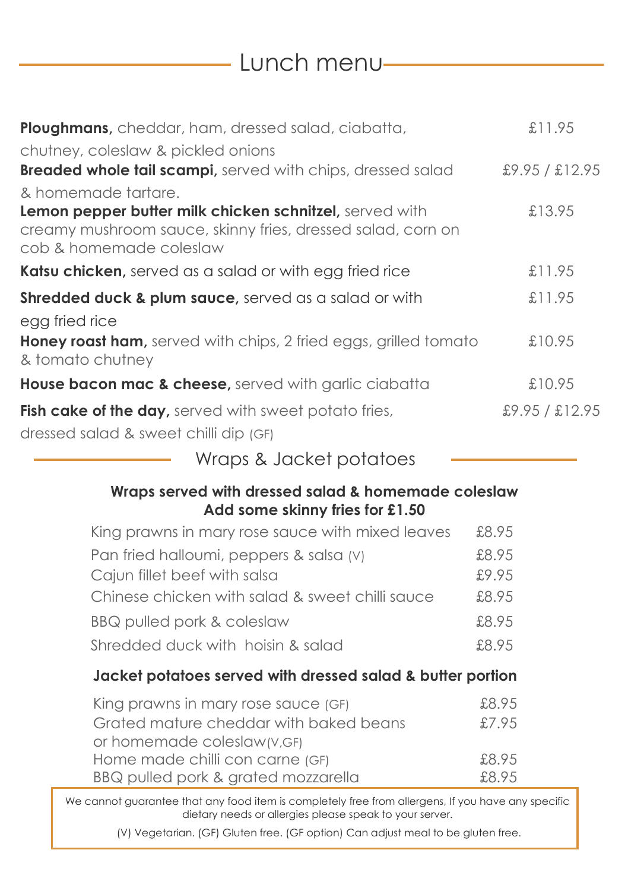# Lunch menu

| | |
|---|---|
| **Ploughmans,** cheddar, ham, dressed salad, ciabatta, chutney, coleslaw & pickled onions | £11.95 |
| **Breaded whole tail scampi,** served with chips, dressed salad & homemade tartare. | £9.95 / £12.95 |
| **Lemon pepper butter milk chicken schnitzel,** served with creamy mushroom sauce, skinny fries, dressed salad, corn on cob & homemade coleslaw | £13.95 |
| **Katsu chicken,** served as a salad or with egg fried rice | £11.95 |
| **Shredded duck & plum sauce,** served as a salad or with egg fried rice | £11.95 |
| **Honey roast ham,** served with chips, 2 fried eggs, grilled tomato & tomato chutney | £10.95 |
| **House bacon mac & cheese,** served with garlic ciabatta | £10.95 |
| **Fish cake of the day,** served with sweet potato fries, dressed salad & sweet chilli dip (GF) | £9.95 / £12.95 |

## Wraps & Jacket potatoes

**Wraps served with dressed salad & homemade coleslaw**
**Add some skinny fries for £1.50**

| | |
|---|---|
| King prawns in mary rose sauce with mixed leaves | £8.95 |
| Pan fried halloumi, peppers & salsa (V) | £8.95 |
| Cajun fillet beef with salsa | £9.95 |
| Chinese chicken with salad & sweet chilli sauce | £8.95 |
| BBQ pulled pork & coleslaw | £8.95 |
| Shredded duck with hoisin & salad | £8.95 |

**Jacket potatoes served with dressed salad & butter portion**

| | |
|---|---|
| King prawns in mary rose sauce (GF) | £8.95 |
| Grated mature cheddar with baked beans or homemade coleslaw(V,GF) | £7.95 |
| Home made chilli con carne (GF) | £8.95 |
| BBQ pulled pork & grated mozzarella | £8.95 |

We cannot guarantee that any food item is completely free from allergens, If you have any specific dietary needs or allergies please speak to your server.

(V) Vegetarian. (GF) Gluten free. (GF option) Can adjust meal to be gluten free.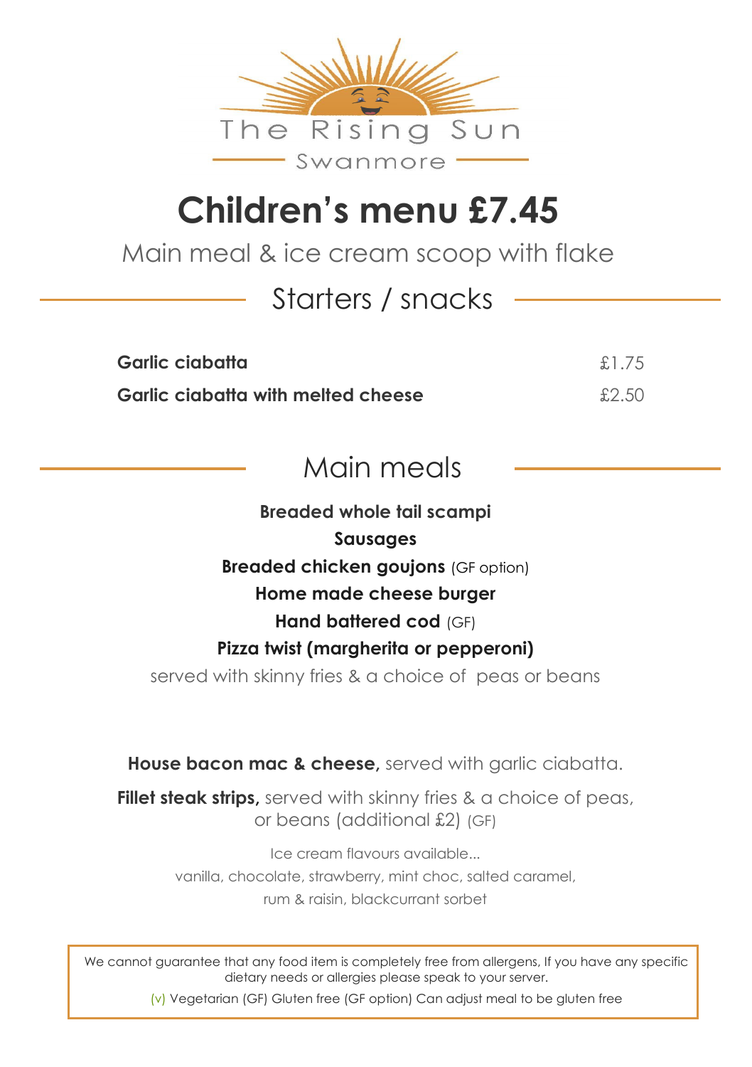The Rising Sun

Swanmore

# Children's menu £7.45

Main meal & ice cream scoop with flake

## Starters / snacks

| | |
|---|---|
| **Garlic ciabatta** | £1.75 |
| **Garlic ciabatta with melted cheese** | £2.50 |

## Main meals

**Breaded whole tail scampi**

**Sausages**

**Breaded chicken goujons** (GF option)

**Home made cheese burger**

**Hand battered cod** (GF)

**Pizza twist (margherita or pepperoni)**

served with skinny fries & a choice of peas or beans

**House bacon mac & cheese,** served with garlic ciabatta.

**Fillet steak strips,** served with skinny fries & a choice of peas, or beans (additional £2) (GF)

Ice cream flavours available...
vanilla, chocolate, strawberry, mint choc, salted caramel, rum & raisin, blackcurrant sorbet

We cannot guarantee that any food item is completely free from allergens, If you have any specific dietary needs or allergies please speak to your server.

(v) Vegetarian (GF) Gluten free (GF option) Can adjust meal to be gluten free